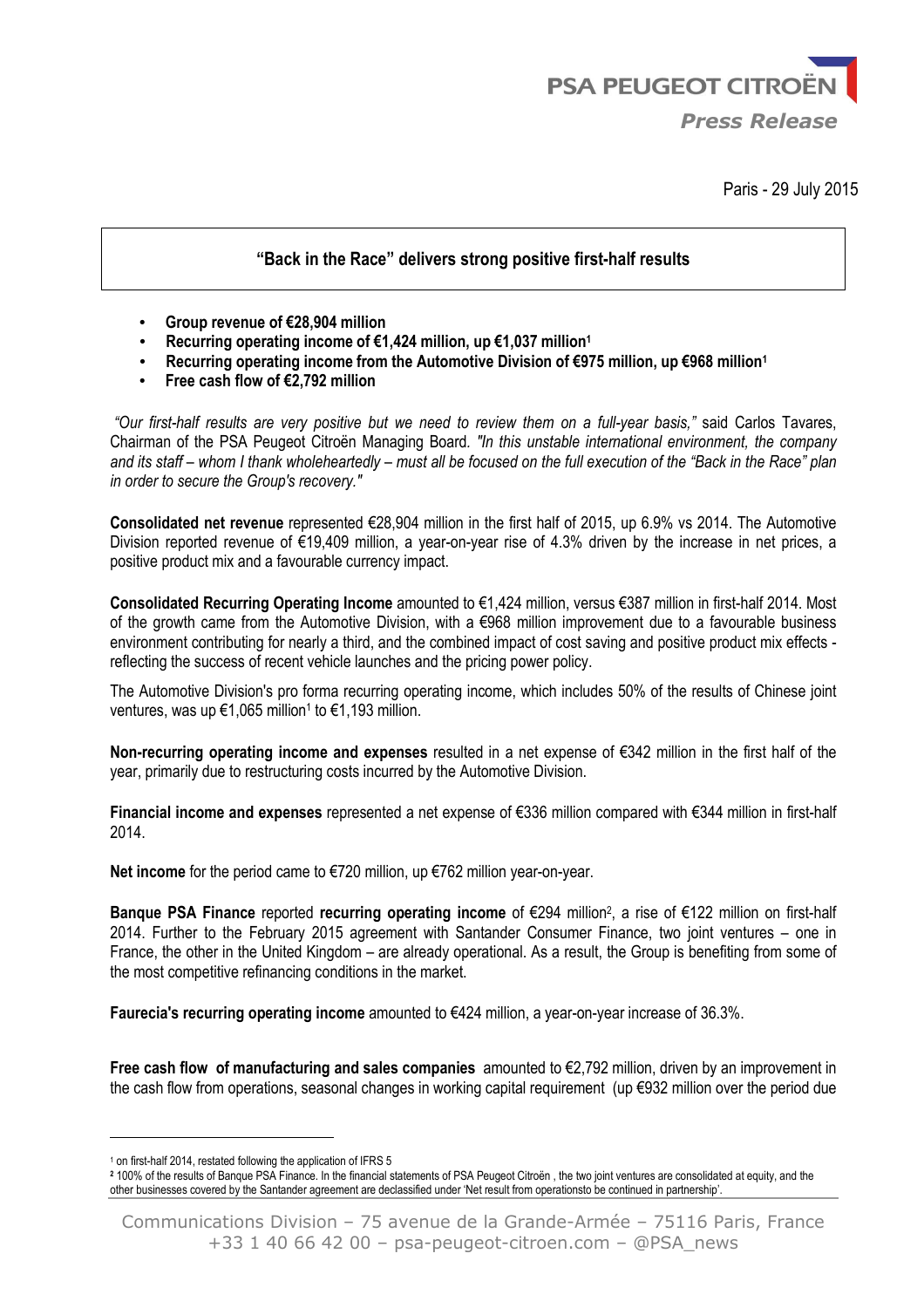PSA PEUGEOT CITROËN

*Press Release*

Paris - 29 July 2015

## "Back in the Race" delivers strong positive first-half results

- **Group revenue of €28,904 million**
- **Recurring operating income of €1,424 million, up €1,037 million[1]**
- **Recurring operating income from the Automotive Division of €975 million, up €968 million[1]**
- **Free cash flow of €2,792 million**

*"Our first-half results are very positive but we need to review them on a full-year basis,"* said Carlos Tavares, Chairman of the PSA Peugeot Citroën Managing Board. *"In this unstable international environment, the company and its staff – whom I thank wholeheartedly – must all be focused on the full execution of the "Back in the Race" plan in order to secure the Group's recovery."*

**Consolidated net revenue** represented €28,904 million in the first half of 2015, up 6.9% vs 2014. The Automotive Division reported revenue of €19,409 million, a year-on-year rise of 4.3% driven by the increase in net prices, a positive product mix and a favourable currency impact.

**Consolidated Recurring Operating Income** amounted to €1,424 million, versus €387 million in first-half 2014. Most of the growth came from the Automotive Division, with a €968 million improvement due to a favourable business environment contributing for nearly a third, and the combined impact of cost saving and positive product mix effects - reflecting the success of recent vehicle launches and the pricing power policy.

The Automotive Division's pro forma recurring operating income, which includes 50% of the results of Chinese joint ventures, was up €1,065 million[1] to €1,193 million.

**Non-recurring operating income and expenses** resulted in a net expense of €342 million in the first half of the year, primarily due to restructuring costs incurred by the Automotive Division.

**Financial income and expenses** represented a net expense of €336 million compared with €344 million in first-half 2014.

**Net income** for the period came to €720 million, up €762 million year-on-year.

**Banque PSA Finance** reported **recurring operating income** of €294 million[2], a rise of €122 million on first-half 2014. Further to the February 2015 agreement with Santander Consumer Finance, two joint ventures – one in France, the other in the United Kingdom – are already operational. As a result, the Group is benefiting from some of the most competitive refinancing conditions in the market.

**Faurecia's recurring operating income** amounted to €424 million, a year-on-year increase of 36.3%.

**Free cash flow of manufacturing and sales companies** amounted to €2,792 million, driven by an improvement in the cash flow from operations, seasonal changes in working capital requirement (up €932 million over the period due

---

[1] on first-half 2014, restated following the application of IFRS 5

[2] 100% of the results of Banque PSA Finance. In the financial statements of PSA Peugeot Citroën , the two joint ventures are consolidated at equity, and the other businesses covered by the Santander agreement are declassified under 'Net result from operationsto be continued in partnership'.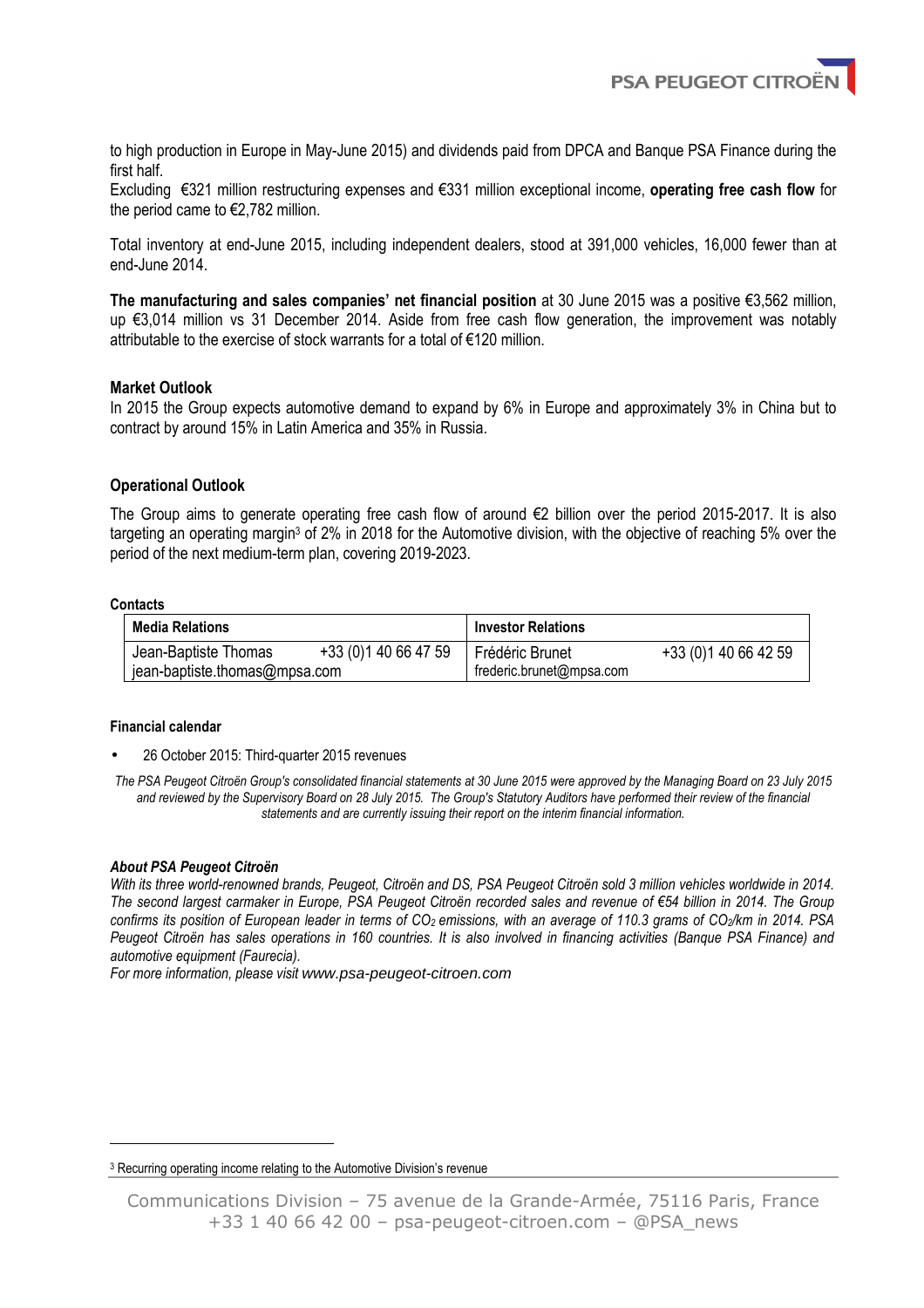to high production in Europe in May-June 2015) and dividends paid from DPCA and Banque PSA Finance during the first half.
Excluding €321 million restructuring expenses and €331 million exceptional income, **operating free cash flow** for the period came to €2,782 million.

Total inventory at end-June 2015, including independent dealers, stood at 391,000 vehicles, 16,000 fewer than at end-June 2014.

**The manufacturing and sales companies' net financial position** at 30 June 2015 was a positive €3,562 million, up €3,014 million vs 31 December 2014. Aside from free cash flow generation, the improvement was notably attributable to the exercise of stock warrants for a total of €120 million.

### Market Outlook

In 2015 the Group expects automotive demand to expand by 6% in Europe and approximately 3% in China but to contract by around 15% in Latin America and 35% in Russia.

### Operational Outlook

The Group aims to generate operating free cash flow of around €2 billion over the period 2015-2017. It is also targeting an operating margin[3] of 2% in 2018 for the Automotive division, with the objective of reaching 5% over the period of the next medium-term plan, covering 2019-2023.

**Contacts**

| Media Relations | | Investor Relations | |
|---|---|---|---|
| Jean-Baptiste Thomas<br>jean-baptiste.thomas@mpsa.com | +33 (0)1 40 66 47 59 | Frédéric Brunet<br>frederic.brunet@mpsa.com | +33 (0)1 40 66 42 59 |

**Financial calendar**

- 26 October 2015: Third-quarter 2015 revenues

*The PSA Peugeot Citroën Group's consolidated financial statements at 30 June 2015 were approved by the Managing Board on 23 July 2015 and reviewed by the Supervisory Board on 28 July 2015. The Group's Statutory Auditors have performed their review of the financial statements and are currently issuing their report on the interim financial information.*

***About PSA Peugeot Citroën***

*With its three world-renowned brands, Peugeot, Citroën and DS, PSA Peugeot Citroën sold 3 million vehicles worldwide in 2014. The second largest carmaker in Europe, PSA Peugeot Citroën recorded sales and revenue of €54 billion in 2014. The Group confirms its position of European leader in terms of $CO_2$ emissions, with an average of 110.3 grams of $CO_2$/km in 2014. PSA Peugeot Citroën has sales operations in 160 countries. It is also involved in financing activities (Banque PSA Finance) and automotive equipment (Faurecia).*
*For more information, please visit www.psa-peugeot-citroen.com*

[3] Recurring operating income relating to the Automotive Division's revenue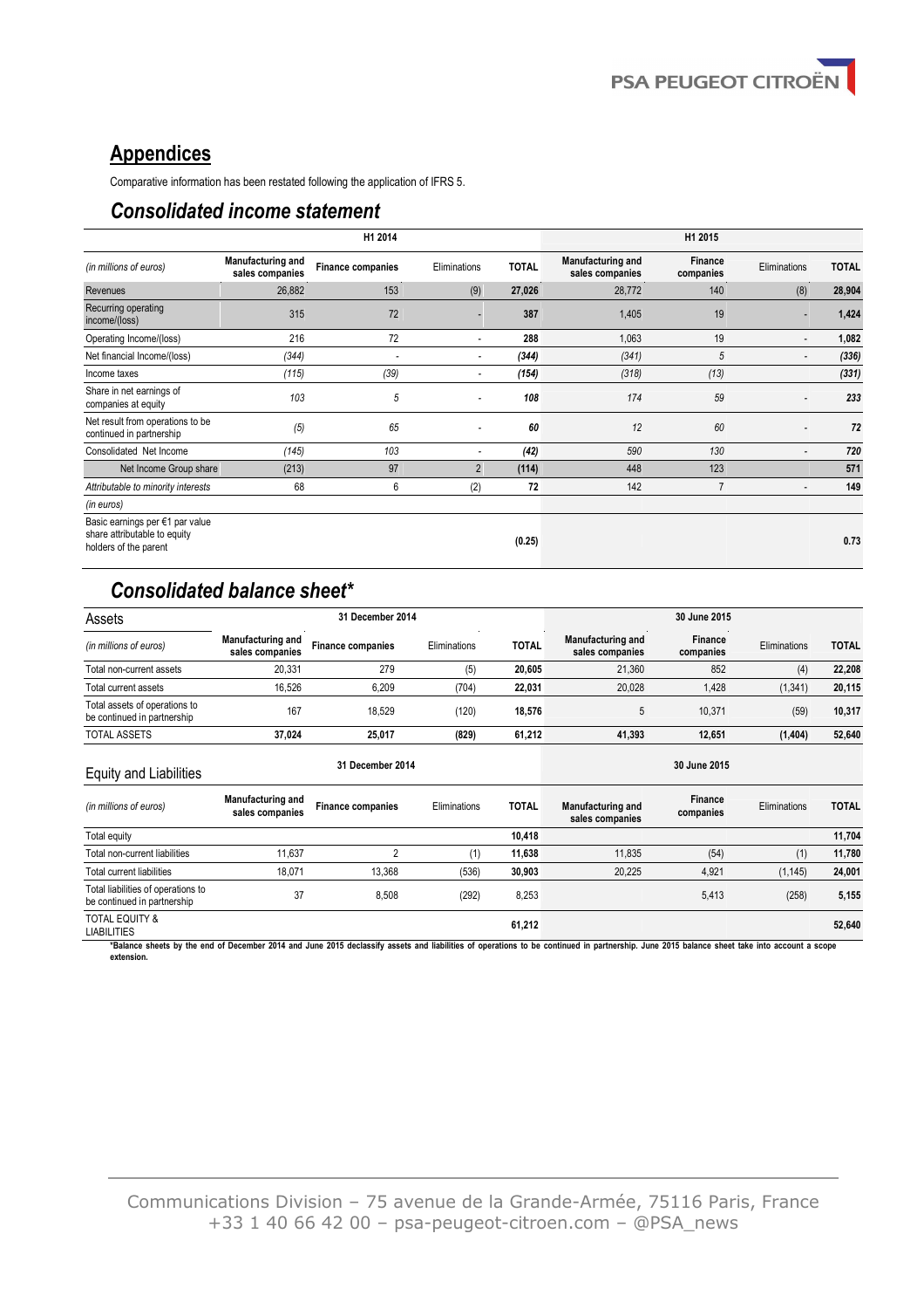## Appendices

Comparative information has been restated following the application of IFRS 5.

## Consolidated income statement

| | H1 2014 | | | | H1 2015 | | | |
|---|---|---|---|---|---|---|---|---|
| *(in millions of euros)* | **Manufacturing and sales companies** | **Finance companies** | Eliminations | **TOTAL** | **Manufacturing and sales companies** | **Finance companies** | Eliminations | **TOTAL** |
| Revenues | 26,882 | 153 | (9) | **27,026** | 28,772 | 140 | (8) | **28,904** |
| Recurring operating income/(loss) | 315 | 72 | - | **387** | 1,405 | 19 | - | **1,424** |
| Operating Income/(loss) | 216 | 72 | - | **288** | 1,063 | 19 | - | **1,082** |
| Net financial Income/(loss) | *(344)* | - | - | ***(344)*** | *(341)* | *5* | - | ***(336)*** |
| Income taxes | *(115)* | *(39)* | - | ***(154)*** | *(318)* | *(13)* | | ***(331)*** |
| Share in net earnings of companies at equity | *103* | *5* | - | ***108*** | *174* | *59* | - | ***233*** |
| Net result from operations to be continued in partnership | *(5)* | *65* | - | ***60*** | *12* | *60* | - | ***72*** |
| Consolidated Net Income | *(145)* | *103* | - | ***(42)*** | *590* | *130* | - | ***720*** |
| Net Income Group share | (213) | 97 | 2 | **(114)** | 448 | 123 | | **571** |
| *Attributable to minority interests* | 68 | 6 | (2) | **72** | 142 | 7 | - | **149** |
| *(in euros)* | | | | | | | | |
| Basic earnings per €1 par value share attributable to equity holders of the parent | | | | **(0.25)** | | | | **0.73** |

## Consolidated balance sheet*

| Assets | 31 December 2014 | | | | 30 June 2015 | | | |
|---|---|---|---|---|---|---|---|---|
| *(in millions of euros)* | **Manufacturing and sales companies** | **Finance companies** | Eliminations | **TOTAL** | **Manufacturing and sales companies** | **Finance companies** | Eliminations | **TOTAL** |
| Total non-current assets | 20,331 | 279 | (5) | **20,605** | 21,360 | 852 | (4) | **22,208** |
| Total current assets | 16,526 | 6,209 | (704) | **22,031** | 20,028 | 1,428 | (1,341) | **20,115** |
| Total assets of operations to be continued in partnership | 167 | 18,529 | (120) | **18,576** | 5 | 10,371 | (59) | **10,317** |
| TOTAL ASSETS | **37,024** | **25,017** | **(829)** | **61,212** | **41,393** | **12,651** | **(1,404)** | **52,640** |

| Equity and Liabilities | 31 December 2014 | | | | 30 June 2015 | | | |
|---|---|---|---|---|---|---|---|---|
| *(in millions of euros)* | **Manufacturing and sales companies** | **Finance companies** | Eliminations | **TOTAL** | **Manufacturing and sales companies** | **Finance companies** | Eliminations | **TOTAL** |
| Total equity | | | | **10,418** | | | | **11,704** |
| Total non-current liabilities | 11,637 | 2 | (1) | **11,638** | 11,835 | (54) | (1) | **11,780** |
| Total current liabilities | 18,071 | 13,368 | (536) | **30,903** | 20,225 | 4,921 | (1,145) | **24,001** |
| Total liabilities of operations to be continued in partnership | 37 | 8,508 | (292) | 8,253 | | 5,413 | (258) | 5,155 |
| TOTAL EQUITY & LIABILITIES | | | | **61,212** | | | | **52,640** |

**\*Balance sheets by the end of December 2014 and June 2015 declassify assets and liabilities of operations to be continued in partnership. June 2015 balance sheet take into account a scope extension.**

Communications Division – 75 avenue de la Grande-Armée, 75116 Paris, France
+33 1 40 66 42 00 – psa-peugeot-citroen.com – @PSA_news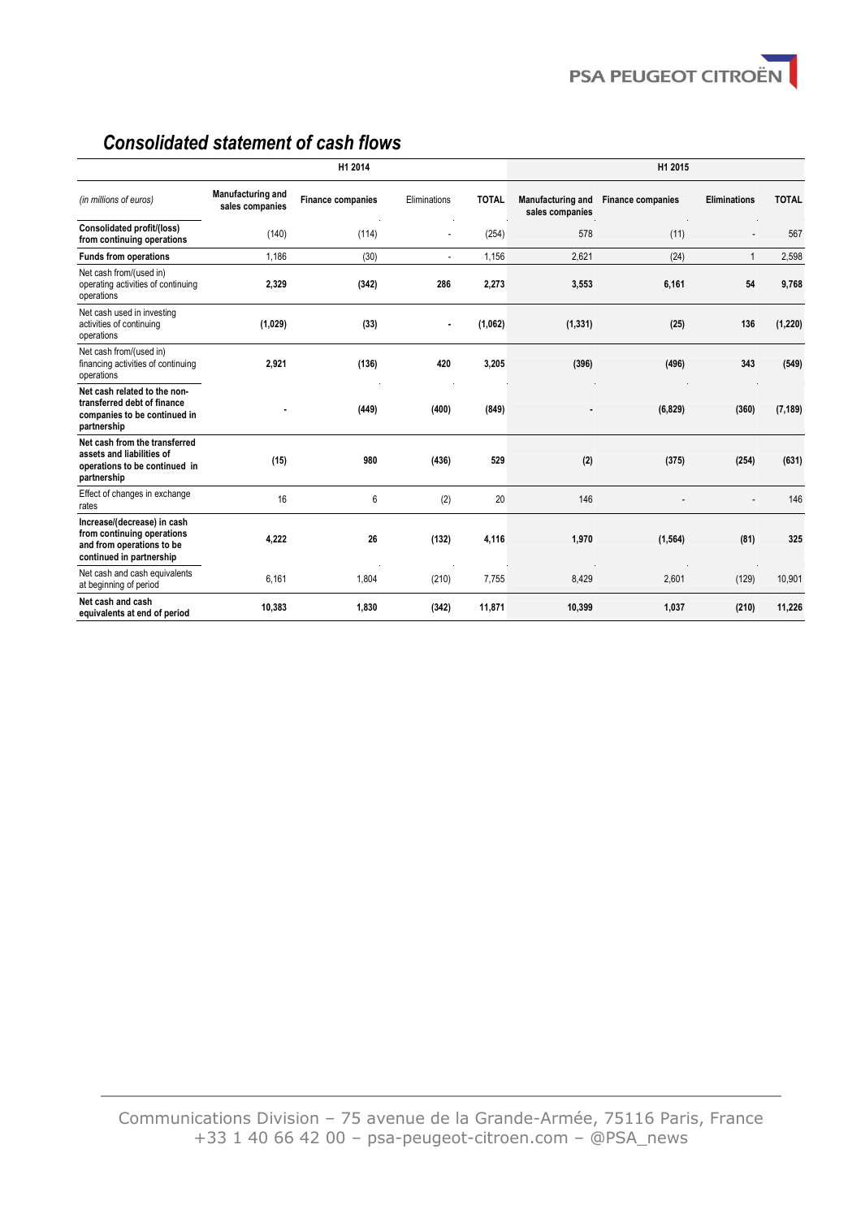## Consolidated statement of cash flows

| *(in millions of euros)* | H1 2014 | | | | H1 2015 | | | |
|---|---|---|---|---|---|---|---|---|
| | **Manufacturing and sales companies** | **Finance companies** | Eliminations | **TOTAL** | **Manufacturing and sales companies** | **Finance companies** | **Eliminations** | **TOTAL** |
| **Consolidated profit/(loss) from continuing operations** | (140) | (114) | - | (254) | 578 | (11) | - | 567 |
| **Funds from operations** | 1,186 | (30) | - | 1,156 | 2,621 | (24) | 1 | 2,598 |
| Net cash from/(used in) operating activities of continuing operations | **2,329** | **(342)** | **286** | **2,273** | **3,553** | **6,161** | **54** | **9,768** |
| Net cash used in investing activities of continuing operations | **(1,029)** | **(33)** | **-** | **(1,062)** | **(1,331)** | **(25)** | **136** | **(1,220)** |
| Net cash from/(used in) financing activities of continuing operations | **2,921** | **(136)** | **420** | **3,205** | **(396)** | **(496)** | **343** | **(549)** |
| **Net cash related to the non-transferred debt of finance companies to be continued in partnership** | **-** | **(449)** | **(400)** | **(849)** | **-** | **(6,829)** | **(360)** | **(7,189)** |
| **Net cash from the transferred assets and liabilities of operations to be continued in partnership** | **(15)** | **980** | **(436)** | **529** | **(2)** | **(375)** | **(254)** | **(631)** |
| Effect of changes in exchange rates | 16 | 6 | (2) | 20 | 146 | - | - | 146 |
| **Increase/(decrease) in cash from continuing operations and from operations to be continued in partnership** | **4,222** | **26** | **(132)** | **4,116** | **1,970** | **(1,564)** | **(81)** | **325** |
| Net cash and cash equivalents at beginning of period | 6,161 | 1,804 | (210) | 7,755 | 8,429 | 2,601 | (129) | 10,901 |
| **Net cash and cash equivalents at end of period** | **10,383** | **1,830** | **(342)** | **11,871** | **10,399** | **1,037** | **(210)** | **11,226** |

Communications Division – 75 avenue de la Grande-Armée, 75116 Paris, France
+33 1 40 66 42 00 – psa-peugeot-citroen.com – @PSA_news